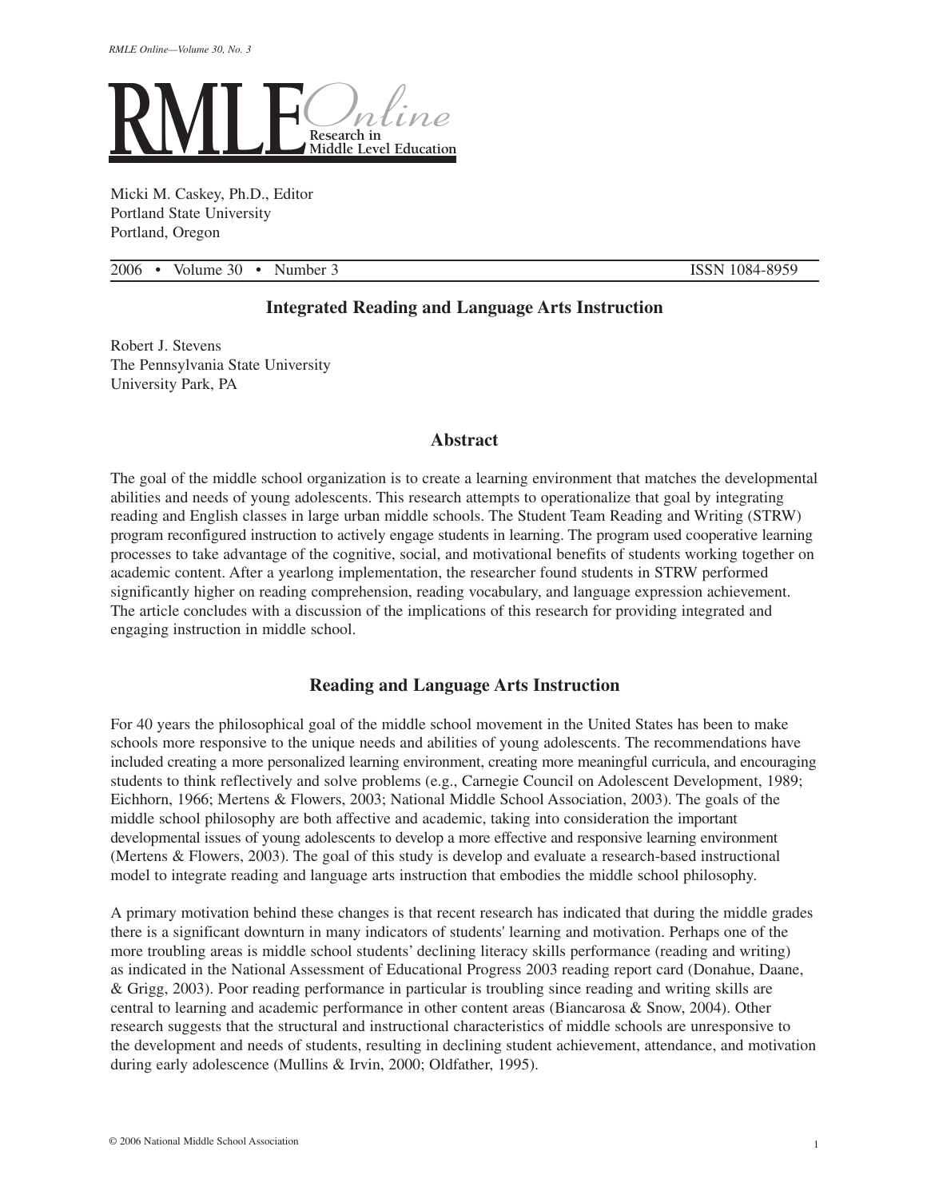# RMLE Online

Research in Middle Level Education

Micki M. Caskey, Ph.D., Editor
Portland State University
Portland, Oregon

2006 • Volume 30 • Number 3 ISSN 1084-8959

## Integrated Reading and Language Arts Instruction

Robert J. Stevens
The Pennsylvania State University
University Park, PA

### Abstract

The goal of the middle school organization is to create a learning environment that matches the developmental abilities and needs of young adolescents. This research attempts to operationalize that goal by integrating reading and English classes in large urban middle schools. The Student Team Reading and Writing (STRW) program reconfigured instruction to actively engage students in learning. The program used cooperative learning processes to take advantage of the cognitive, social, and motivational benefits of students working together on academic content. After a yearlong implementation, the researcher found students in STRW performed significantly higher on reading comprehension, reading vocabulary, and language expression achievement. The article concludes with a discussion of the implications of this research for providing integrated and engaging instruction in middle school.

### Reading and Language Arts Instruction

For 40 years the philosophical goal of the middle school movement in the United States has been to make schools more responsive to the unique needs and abilities of young adolescents. The recommendations have included creating a more personalized learning environment, creating more meaningful curricula, and encouraging students to think reflectively and solve problems (e.g., Carnegie Council on Adolescent Development, 1989; Eichhorn, 1966; Mertens & Flowers, 2003; National Middle School Association, 2003). The goals of the middle school philosophy are both affective and academic, taking into consideration the important developmental issues of young adolescents to develop a more effective and responsive learning environment (Mertens & Flowers, 2003). The goal of this study is develop and evaluate a research-based instructional model to integrate reading and language arts instruction that embodies the middle school philosophy.

A primary motivation behind these changes is that recent research has indicated that during the middle grades there is a significant downturn in many indicators of students' learning and motivation. Perhaps one of the more troubling areas is middle school students' declining literacy skills performance (reading and writing) as indicated in the National Assessment of Educational Progress 2003 reading report card (Donahue, Daane, & Grigg, 2003). Poor reading performance in particular is troubling since reading and writing skills are central to learning and academic performance in other content areas (Biancarosa & Snow, 2004). Other research suggests that the structural and instructional characteristics of middle schools are unresponsive to the development and needs of students, resulting in declining student achievement, attendance, and motivation during early adolescence (Mullins & Irvin, 2000; Oldfather, 1995).

© 2006 National Middle School Association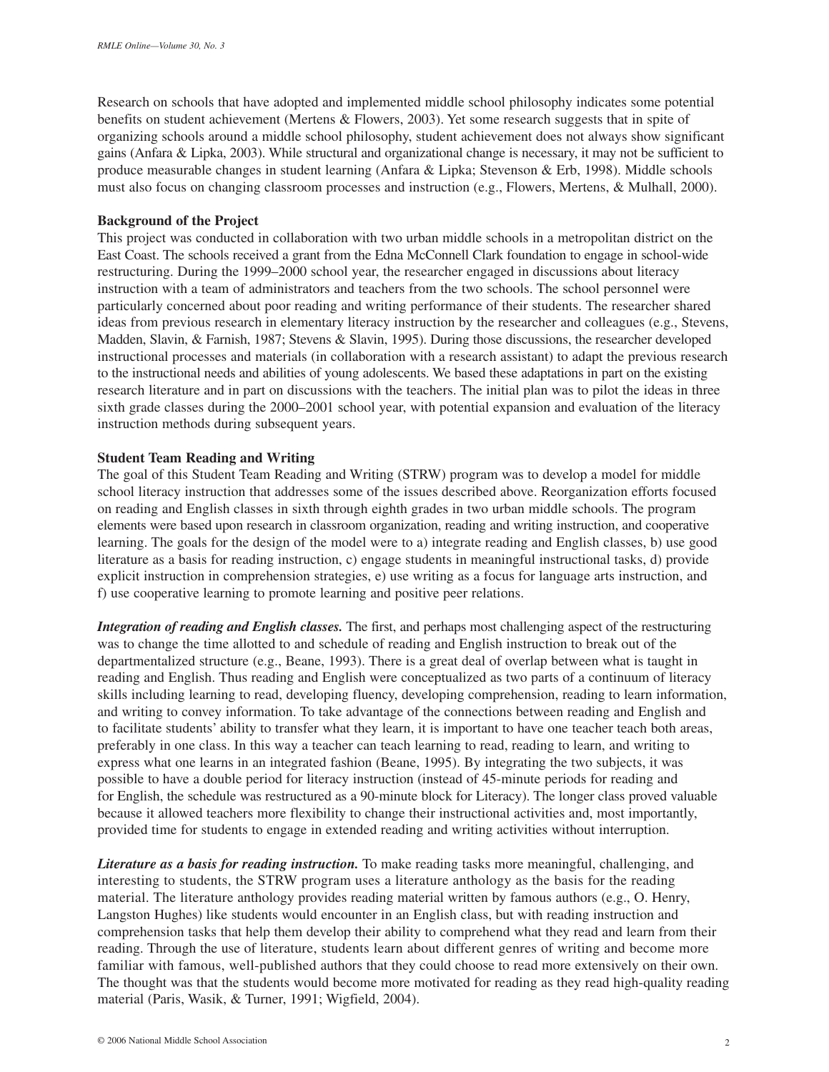Research on schools that have adopted and implemented middle school philosophy indicates some potential benefits on student achievement (Mertens & Flowers, 2003). Yet some research suggests that in spite of organizing schools around a middle school philosophy, student achievement does not always show significant gains (Anfara & Lipka, 2003). While structural and organizational change is necessary, it may not be sufficient to produce measurable changes in student learning (Anfara & Lipka; Stevenson & Erb, 1998). Middle schools must also focus on changing classroom processes and instruction (e.g., Flowers, Mertens, & Mulhall, 2000).

**Background of the Project**

This project was conducted in collaboration with two urban middle schools in a metropolitan district on the East Coast. The schools received a grant from the Edna McConnell Clark foundation to engage in school-wide restructuring. During the 1999–2000 school year, the researcher engaged in discussions about literacy instruction with a team of administrators and teachers from the two schools. The school personnel were particularly concerned about poor reading and writing performance of their students. The researcher shared ideas from previous research in elementary literacy instruction by the researcher and colleagues (e.g., Stevens, Madden, Slavin, & Farnish, 1987; Stevens & Slavin, 1995). During those discussions, the researcher developed instructional processes and materials (in collaboration with a research assistant) to adapt the previous research to the instructional needs and abilities of young adolescents. We based these adaptations in part on the existing research literature and in part on discussions with the teachers. The initial plan was to pilot the ideas in three sixth grade classes during the 2000–2001 school year, with potential expansion and evaluation of the literacy instruction methods during subsequent years.

**Student Team Reading and Writing**

The goal of this Student Team Reading and Writing (STRW) program was to develop a model for middle school literacy instruction that addresses some of the issues described above. Reorganization efforts focused on reading and English classes in sixth through eighth grades in two urban middle schools. The program elements were based upon research in classroom organization, reading and writing instruction, and cooperative learning. The goals for the design of the model were to a) integrate reading and English classes, b) use good literature as a basis for reading instruction, c) engage students in meaningful instructional tasks, d) provide explicit instruction in comprehension strategies, e) use writing as a focus for language arts instruction, and f) use cooperative learning to promote learning and positive peer relations.

***Integration of reading and English classes.*** The first, and perhaps most challenging aspect of the restructuring was to change the time allotted to and schedule of reading and English instruction to break out of the departmentalized structure (e.g., Beane, 1993). There is a great deal of overlap between what is taught in reading and English. Thus reading and English were conceptualized as two parts of a continuum of literacy skills including learning to read, developing fluency, developing comprehension, reading to learn information, and writing to convey information. To take advantage of the connections between reading and English and to facilitate students' ability to transfer what they learn, it is important to have one teacher teach both areas, preferably in one class. In this way a teacher can teach learning to read, reading to learn, and writing to express what one learns in an integrated fashion (Beane, 1995). By integrating the two subjects, it was possible to have a double period for literacy instruction (instead of 45-minute periods for reading and for English, the schedule was restructured as a 90-minute block for Literacy). The longer class proved valuable because it allowed teachers more flexibility to change their instructional activities and, most importantly, provided time for students to engage in extended reading and writing activities without interruption.

***Literature as a basis for reading instruction.*** To make reading tasks more meaningful, challenging, and interesting to students, the STRW program uses a literature anthology as the basis for the reading material. The literature anthology provides reading material written by famous authors (e.g., O. Henry, Langston Hughes) like students would encounter in an English class, but with reading instruction and comprehension tasks that help them develop their ability to comprehend what they read and learn from their reading. Through the use of literature, students learn about different genres of writing and become more familiar with famous, well-published authors that they could choose to read more extensively on their own. The thought was that the students would become more motivated for reading as they read high-quality reading material (Paris, Wasik, & Turner, 1991; Wigfield, 2004).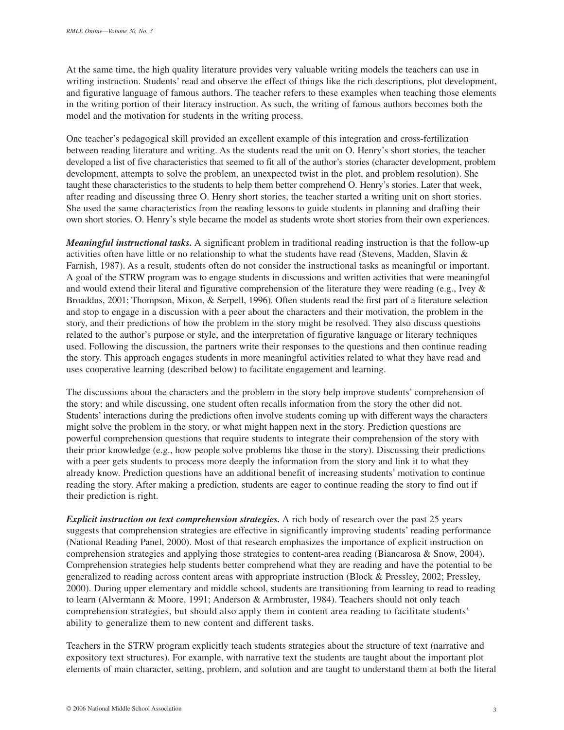At the same time, the high quality literature provides very valuable writing models the teachers can use in writing instruction. Students' read and observe the effect of things like the rich descriptions, plot development, and figurative language of famous authors. The teacher refers to these examples when teaching those elements in the writing portion of their literacy instruction. As such, the writing of famous authors becomes both the model and the motivation for students in the writing process.

One teacher's pedagogical skill provided an excellent example of this integration and cross-fertilization between reading literature and writing. As the students read the unit on O. Henry's short stories, the teacher developed a list of five characteristics that seemed to fit all of the author's stories (character development, problem development, attempts to solve the problem, an unexpected twist in the plot, and problem resolution). She taught these characteristics to the students to help them better comprehend O. Henry's stories. Later that week, after reading and discussing three O. Henry short stories, the teacher started a writing unit on short stories. She used the same characteristics from the reading lessons to guide students in planning and drafting their own short stories. O. Henry's style became the model as students wrote short stories from their own experiences.

***Meaningful instructional tasks.*** A significant problem in traditional reading instruction is that the follow-up activities often have little or no relationship to what the students have read (Stevens, Madden, Slavin & Farnish, 1987). As a result, students often do not consider the instructional tasks as meaningful or important. A goal of the STRW program was to engage students in discussions and written activities that were meaningful and would extend their literal and figurative comprehension of the literature they were reading (e.g., Ivey & Broaddus, 2001; Thompson, Mixon, & Serpell, 1996). Often students read the first part of a literature selection and stop to engage in a discussion with a peer about the characters and their motivation, the problem in the story, and their predictions of how the problem in the story might be resolved. They also discuss questions related to the author's purpose or style, and the interpretation of figurative language or literary techniques used. Following the discussion, the partners write their responses to the questions and then continue reading the story. This approach engages students in more meaningful activities related to what they have read and uses cooperative learning (described below) to facilitate engagement and learning.

The discussions about the characters and the problem in the story help improve students' comprehension of the story; and while discussing, one student often recalls information from the story the other did not. Students' interactions during the predictions often involve students coming up with different ways the characters might solve the problem in the story, or what might happen next in the story. Prediction questions are powerful comprehension questions that require students to integrate their comprehension of the story with their prior knowledge (e.g., how people solve problems like those in the story). Discussing their predictions with a peer gets students to process more deeply the information from the story and link it to what they already know. Prediction questions have an additional benefit of increasing students' motivation to continue reading the story. After making a prediction, students are eager to continue reading the story to find out if their prediction is right.

***Explicit instruction on text comprehension strategies.*** A rich body of research over the past 25 years suggests that comprehension strategies are effective in significantly improving students' reading performance (National Reading Panel, 2000). Most of that research emphasizes the importance of explicit instruction on comprehension strategies and applying those strategies to content-area reading (Biancarosa & Snow, 2004). Comprehension strategies help students better comprehend what they are reading and have the potential to be generalized to reading across content areas with appropriate instruction (Block & Pressley, 2002; Pressley, 2000). During upper elementary and middle school, students are transitioning from learning to read to reading to learn (Alvermann & Moore, 1991; Anderson & Armbruster, 1984). Teachers should not only teach comprehension strategies, but should also apply them in content area reading to facilitate students' ability to generalize them to new content and different tasks.

Teachers in the STRW program explicitly teach students strategies about the structure of text (narrative and expository text structures). For example, with narrative text the students are taught about the important plot elements of main character, setting, problem, and solution and are taught to understand them at both the literal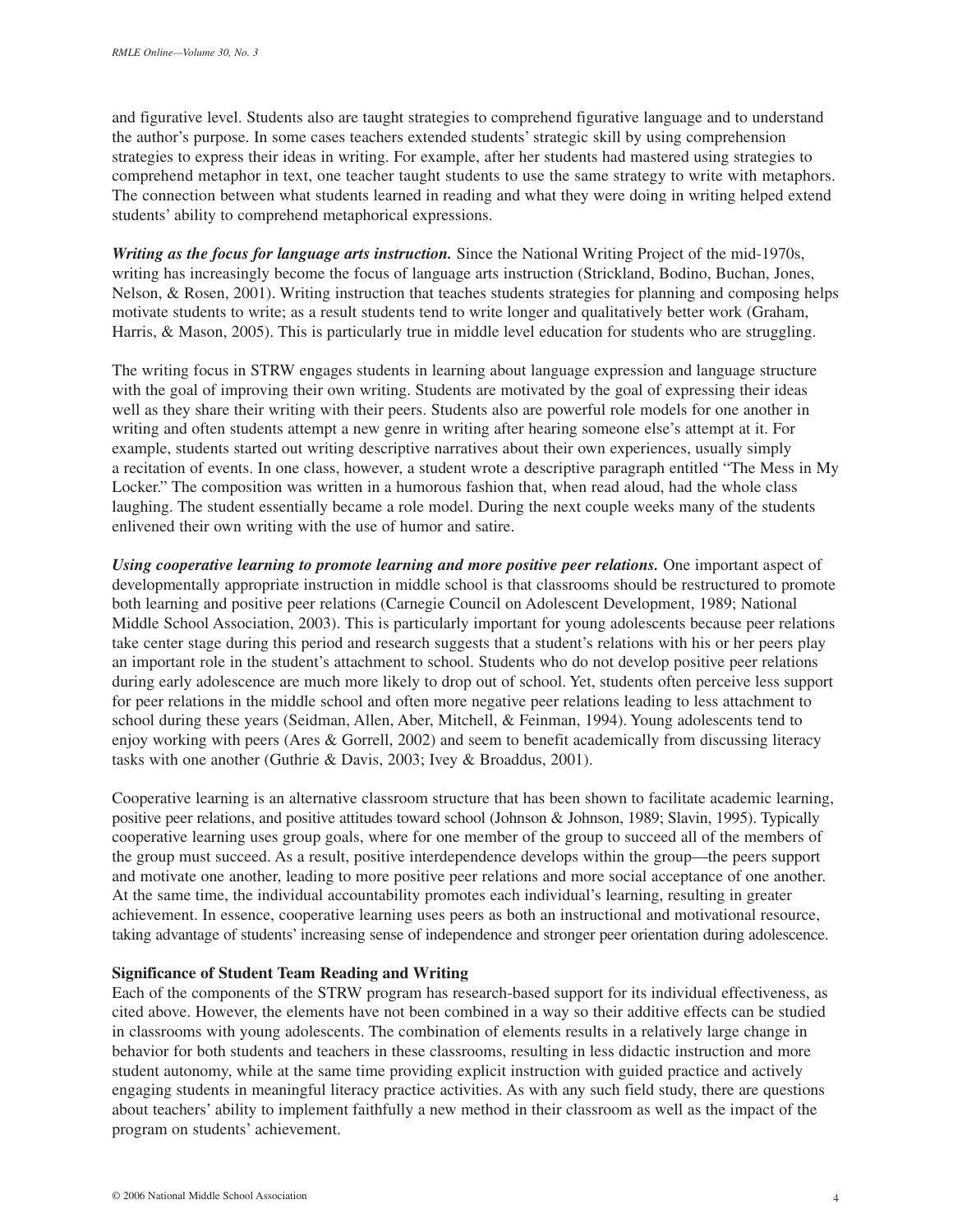and figurative level. Students also are taught strategies to comprehend figurative language and to understand the author's purpose. In some cases teachers extended students' strategic skill by using comprehension strategies to express their ideas in writing. For example, after her students had mastered using strategies to comprehend metaphor in text, one teacher taught students to use the same strategy to write with metaphors. The connection between what students learned in reading and what they were doing in writing helped extend students' ability to comprehend metaphorical expressions.

***Writing as the focus for language arts instruction.*** Since the National Writing Project of the mid-1970s, writing has increasingly become the focus of language arts instruction (Strickland, Bodino, Buchan, Jones, Nelson, & Rosen, 2001). Writing instruction that teaches students strategies for planning and composing helps motivate students to write; as a result students tend to write longer and qualitatively better work (Graham, Harris, & Mason, 2005). This is particularly true in middle level education for students who are struggling.

The writing focus in STRW engages students in learning about language expression and language structure with the goal of improving their own writing. Students are motivated by the goal of expressing their ideas well as they share their writing with their peers. Students also are powerful role models for one another in writing and often students attempt a new genre in writing after hearing someone else's attempt at it. For example, students started out writing descriptive narratives about their own experiences, usually simply a recitation of events. In one class, however, a student wrote a descriptive paragraph entitled "The Mess in My Locker." The composition was written in a humorous fashion that, when read aloud, had the whole class laughing. The student essentially became a role model. During the next couple weeks many of the students enlivened their own writing with the use of humor and satire.

***Using cooperative learning to promote learning and more positive peer relations.*** One important aspect of developmentally appropriate instruction in middle school is that classrooms should be restructured to promote both learning and positive peer relations (Carnegie Council on Adolescent Development, 1989; National Middle School Association, 2003). This is particularly important for young adolescents because peer relations take center stage during this period and research suggests that a student's relations with his or her peers play an important role in the student's attachment to school. Students who do not develop positive peer relations during early adolescence are much more likely to drop out of school. Yet, students often perceive less support for peer relations in the middle school and often more negative peer relations leading to less attachment to school during these years (Seidman, Allen, Aber, Mitchell, & Feinman, 1994). Young adolescents tend to enjoy working with peers (Ares & Gorrell, 2002) and seem to benefit academically from discussing literacy tasks with one another (Guthrie & Davis, 2003; Ivey & Broaddus, 2001).

Cooperative learning is an alternative classroom structure that has been shown to facilitate academic learning, positive peer relations, and positive attitudes toward school (Johnson & Johnson, 1989; Slavin, 1995). Typically cooperative learning uses group goals, where for one member of the group to succeed all of the members of the group must succeed. As a result, positive interdependence develops within the group—the peers support and motivate one another, leading to more positive peer relations and more social acceptance of one another. At the same time, the individual accountability promotes each individual's learning, resulting in greater achievement. In essence, cooperative learning uses peers as both an instructional and motivational resource, taking advantage of students' increasing sense of independence and stronger peer orientation during adolescence.

**Significance of Student Team Reading and Writing**

Each of the components of the STRW program has research-based support for its individual effectiveness, as cited above. However, the elements have not been combined in a way so their additive effects can be studied in classrooms with young adolescents. The combination of elements results in a relatively large change in behavior for both students and teachers in these classrooms, resulting in less didactic instruction and more student autonomy, while at the same time providing explicit instruction with guided practice and actively engaging students in meaningful literacy practice activities. As with any such field study, there are questions about teachers' ability to implement faithfully a new method in their classroom as well as the impact of the program on students' achievement.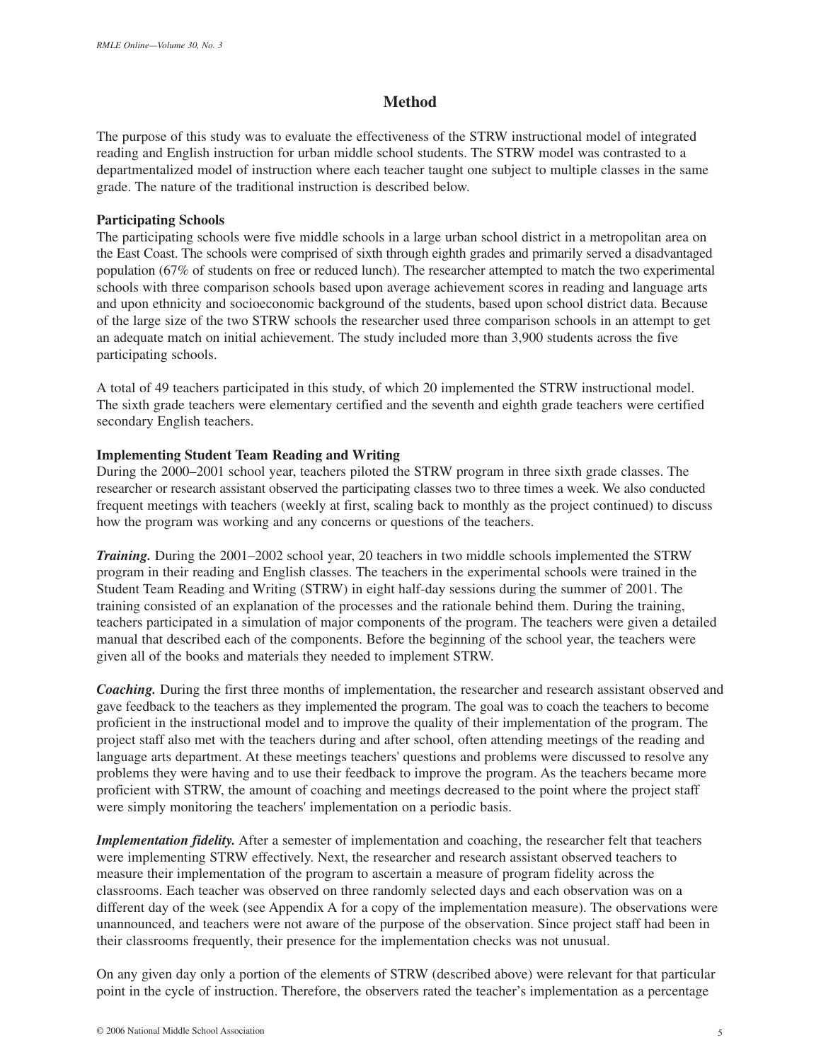## Method

The purpose of this study was to evaluate the effectiveness of the STRW instructional model of integrated reading and English instruction for urban middle school students. The STRW model was contrasted to a departmentalized model of instruction where each teacher taught one subject to multiple classes in the same grade. The nature of the traditional instruction is described below.

### Participating Schools

The participating schools were five middle schools in a large urban school district in a metropolitan area on the East Coast. The schools were comprised of sixth through eighth grades and primarily served a disadvantaged population (67% of students on free or reduced lunch). The researcher attempted to match the two experimental schools with three comparison schools based upon average achievement scores in reading and language arts and upon ethnicity and socioeconomic background of the students, based upon school district data. Because of the large size of the two STRW schools the researcher used three comparison schools in an attempt to get an adequate match on initial achievement. The study included more than 3,900 students across the five participating schools.

A total of 49 teachers participated in this study, of which 20 implemented the STRW instructional model. The sixth grade teachers were elementary certified and the seventh and eighth grade teachers were certified secondary English teachers.

### Implementing Student Team Reading and Writing

During the 2000–2001 school year, teachers piloted the STRW program in three sixth grade classes. The researcher or research assistant observed the participating classes two to three times a week. We also conducted frequent meetings with teachers (weekly at first, scaling back to monthly as the project continued) to discuss how the program was working and any concerns or questions of the teachers.

***Training.*** During the 2001–2002 school year, 20 teachers in two middle schools implemented the STRW program in their reading and English classes. The teachers in the experimental schools were trained in the Student Team Reading and Writing (STRW) in eight half-day sessions during the summer of 2001. The training consisted of an explanation of the processes and the rationale behind them. During the training, teachers participated in a simulation of major components of the program. The teachers were given a detailed manual that described each of the components. Before the beginning of the school year, the teachers were given all of the books and materials they needed to implement STRW.

***Coaching.*** During the first three months of implementation, the researcher and research assistant observed and gave feedback to the teachers as they implemented the program. The goal was to coach the teachers to become proficient in the instructional model and to improve the quality of their implementation of the program. The project staff also met with the teachers during and after school, often attending meetings of the reading and language arts department. At these meetings teachers' questions and problems were discussed to resolve any problems they were having and to use their feedback to improve the program. As the teachers became more proficient with STRW, the amount of coaching and meetings decreased to the point where the project staff were simply monitoring the teachers' implementation on a periodic basis.

***Implementation fidelity.*** After a semester of implementation and coaching, the researcher felt that teachers were implementing STRW effectively. Next, the researcher and research assistant observed teachers to measure their implementation of the program to ascertain a measure of program fidelity across the classrooms. Each teacher was observed on three randomly selected days and each observation was on a different day of the week (see Appendix A for a copy of the implementation measure). The observations were unannounced, and teachers were not aware of the purpose of the observation. Since project staff had been in their classrooms frequently, their presence for the implementation checks was not unusual.

On any given day only a portion of the elements of STRW (described above) were relevant for that particular point in the cycle of instruction. Therefore, the observers rated the teacher's implementation as a percentage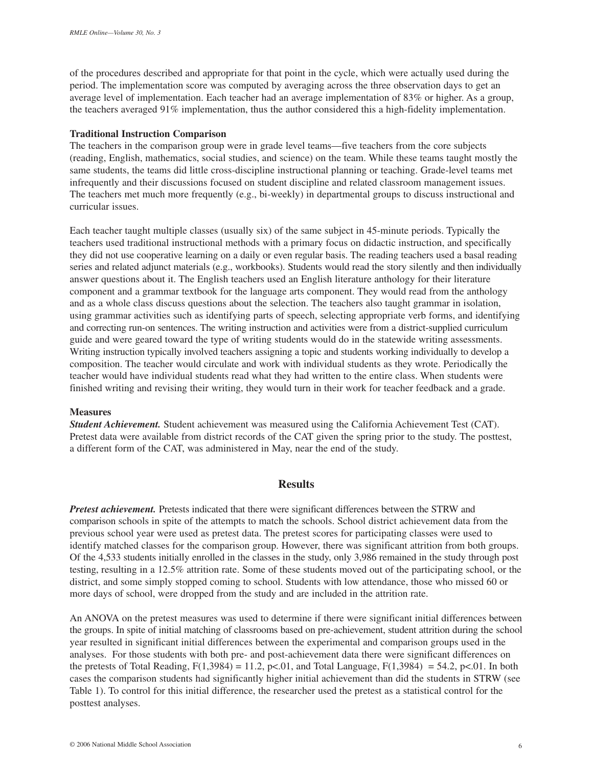of the procedures described and appropriate for that point in the cycle, which were actually used during the period. The implementation score was computed by averaging across the three observation days to get an average level of implementation. Each teacher had an average implementation of 83% or higher. As a group, the teachers averaged 91% implementation, thus the author considered this a high-fidelity implementation.

**Traditional Instruction Comparison**

The teachers in the comparison group were in grade level teams—five teachers from the core subjects (reading, English, mathematics, social studies, and science) on the team. While these teams taught mostly the same students, the teams did little cross-discipline instructional planning or teaching. Grade-level teams met infrequently and their discussions focused on student discipline and related classroom management issues. The teachers met much more frequently (e.g., bi-weekly) in departmental groups to discuss instructional and curricular issues.

Each teacher taught multiple classes (usually six) of the same subject in 45-minute periods. Typically the teachers used traditional instructional methods with a primary focus on didactic instruction, and specifically they did not use cooperative learning on a daily or even regular basis. The reading teachers used a basal reading series and related adjunct materials (e.g., workbooks). Students would read the story silently and then individually answer questions about it. The English teachers used an English literature anthology for their literature component and a grammar textbook for the language arts component. They would read from the anthology and as a whole class discuss questions about the selection. The teachers also taught grammar in isolation, using grammar activities such as identifying parts of speech, selecting appropriate verb forms, and identifying and correcting run-on sentences. The writing instruction and activities were from a district-supplied curriculum guide and were geared toward the type of writing students would do in the statewide writing assessments. Writing instruction typically involved teachers assigning a topic and students working individually to develop a composition. The teacher would circulate and work with individual students as they wrote. Periodically the teacher would have individual students read what they had written to the entire class. When students were finished writing and revising their writing, they would turn in their work for teacher feedback and a grade.

**Measures**

***Student Achievement.*** Student achievement was measured using the California Achievement Test (CAT). Pretest data were available from district records of the CAT given the spring prior to the study. The posttest, a different form of the CAT, was administered in May, near the end of the study.

## Results

***Pretest achievement.*** Pretests indicated that there were significant differences between the STRW and comparison schools in spite of the attempts to match the schools. School district achievement data from the previous school year were used as pretest data. The pretest scores for participating classes were used to identify matched classes for the comparison group. However, there was significant attrition from both groups. Of the 4,533 students initially enrolled in the classes in the study, only 3,986 remained in the study through post testing, resulting in a 12.5% attrition rate. Some of these students moved out of the participating school, or the district, and some simply stopped coming to school. Students with low attendance, those who missed 60 or more days of school, were dropped from the study and are included in the attrition rate.

An ANOVA on the pretest measures was used to determine if there were significant initial differences between the groups. In spite of initial matching of classrooms based on pre-achievement, student attrition during the school year resulted in significant initial differences between the experimental and comparison groups used in the analyses. For those students with both pre- and post-achievement data there were significant differences on the pretests of Total Reading, $F(1,3984) = 11.2$, $p<.01$, and Total Language, $F(1,3984) = 54.2$, $p<.01$. In both cases the comparison students had significantly higher initial achievement than did the students in STRW (see Table 1). To control for this initial difference, the researcher used the pretest as a statistical control for the posttest analyses.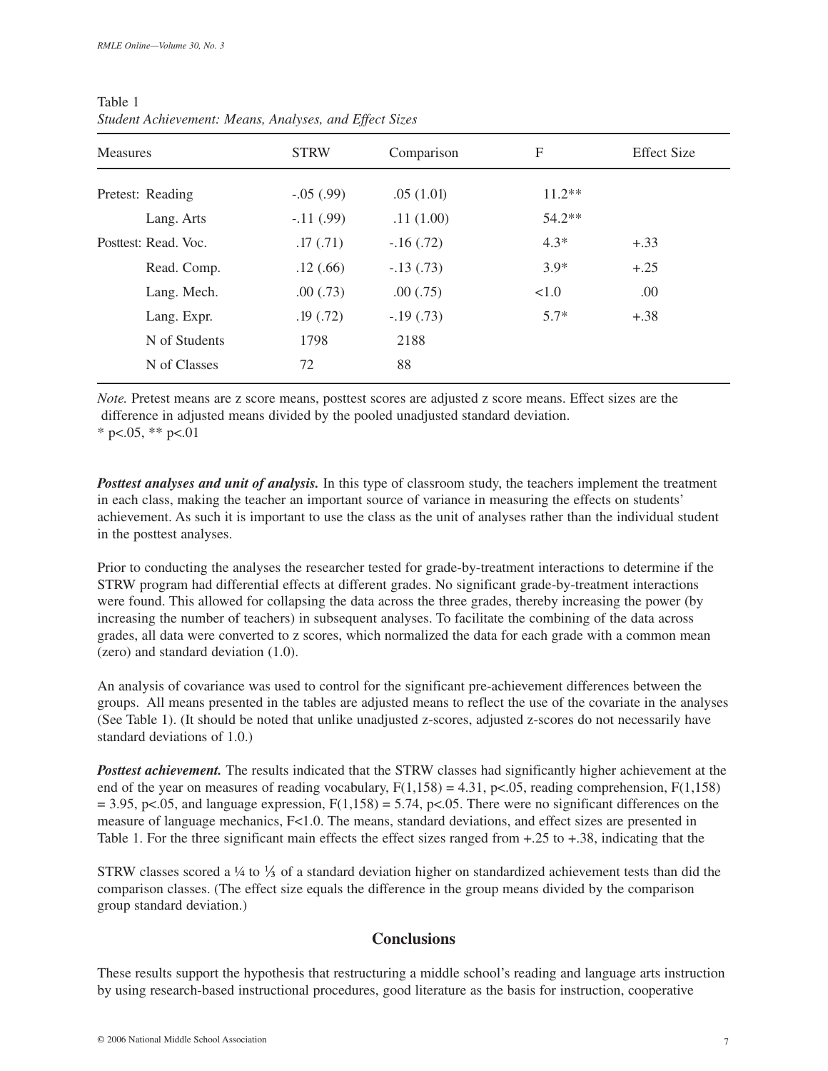Table 1
*Student Achievement: Means, Analyses, and Effect Sizes*

| Measures | | STRW | Comparison | F | Effect Size |
|---|---|---|---|---|---|
| Pretest: | Reading | -.05 (.99) | .05 (1.01) | 11.2** | |
| | Lang. Arts | -.11 (.99) | .11 (1.00) | 54.2** | |
| Posttest: | Read. Voc. | .17 (.71) | -.16 (.72) | 4.3* | +.33 |
| | Read. Comp. | .12 (.66) | -.13 (.73) | 3.9* | +.25 |
| | Lang. Mech. | .00 (.73) | .00 (.75) | <1.0 | .00 |
| | Lang. Expr. | .19 (.72) | -.19 (.73) | 5.7* | +.38 |
| | N of Students | 1798 | 2188 | | |
| | N of Classes | 72 | 88 | | |

*Note.* Pretest means are z score means, posttest scores are adjusted z score means. Effect sizes are the difference in adjusted means divided by the pooled unadjusted standard deviation.
* $p<.05$, ** $p<.01$

***Posttest analyses and unit of analysis.*** In this type of classroom study, the teachers implement the treatment in each class, making the teacher an important source of variance in measuring the effects on students' achievement. As such it is important to use the class as the unit of analyses rather than the individual student in the posttest analyses.

Prior to conducting the analyses the researcher tested for grade-by-treatment interactions to determine if the STRW program had differential effects at different grades. No significant grade-by-treatment interactions were found. This allowed for collapsing the data across the three grades, thereby increasing the power (by increasing the number of teachers) in subsequent analyses. To facilitate the combining of the data across grades, all data were converted to z scores, which normalized the data for each grade with a common mean (zero) and standard deviation (1.0).

An analysis of covariance was used to control for the significant pre-achievement differences between the groups. All means presented in the tables are adjusted means to reflect the use of the covariate in the analyses (See Table 1). (It should be noted that unlike unadjusted z-scores, adjusted z-scores do not necessarily have standard deviations of 1.0.)

***Posttest achievement.*** The results indicated that the STRW classes had significantly higher achievement at the end of the year on measures of reading vocabulary, $F(1,158) = 4.31$, $p<.05$, reading comprehension, $F(1,158) = 3.95$, $p<.05$, and language expression, $F(1,158) = 5.74$, $p<.05$. There were no significant differences on the measure of language mechanics, $F<1.0$. The means, standard deviations, and effect sizes are presented in Table 1. For the three significant main effects the effect sizes ranged from +.25 to +.38, indicating that the STRW classes scored a ¼ to ⅓ of a standard deviation higher on standardized achievement tests than did the comparison classes. (The effect size equals the difference in the group means divided by the comparison group standard deviation.)

## Conclusions

These results support the hypothesis that restructuring a middle school's reading and language arts instruction by using research-based instructional procedures, good literature as the basis for instruction, cooperative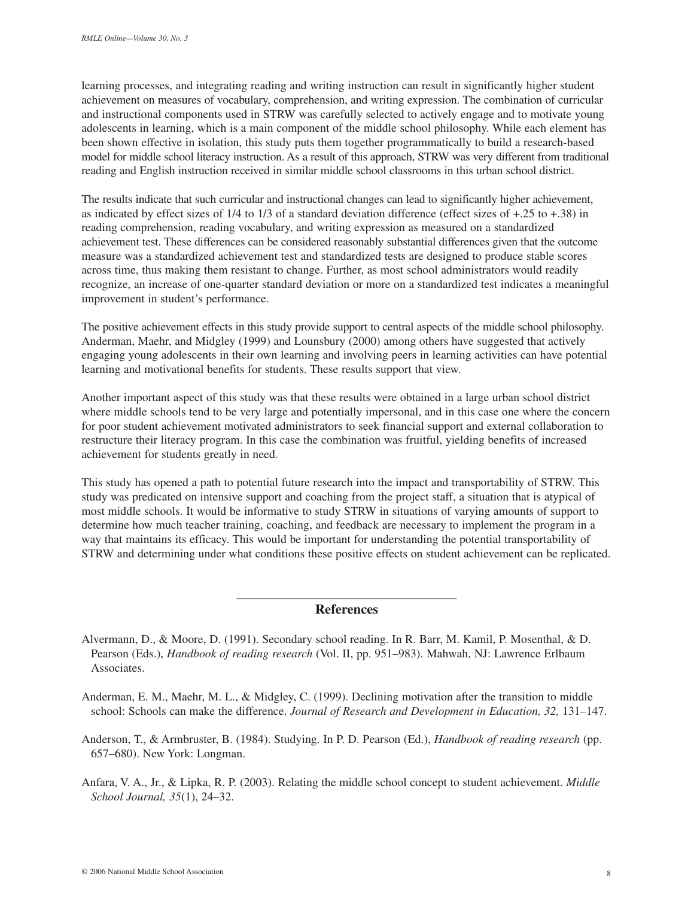learning processes, and integrating reading and writing instruction can result in significantly higher student achievement on measures of vocabulary, comprehension, and writing expression. The combination of curricular and instructional components used in STRW was carefully selected to actively engage and to motivate young adolescents in learning, which is a main component of the middle school philosophy. While each element has been shown effective in isolation, this study puts them together programmatically to build a research-based model for middle school literacy instruction. As a result of this approach, STRW was very different from traditional reading and English instruction received in similar middle school classrooms in this urban school district.

The results indicate that such curricular and instructional changes can lead to significantly higher achievement, as indicated by effect sizes of 1/4 to 1/3 of a standard deviation difference (effect sizes of +.25 to +.38) in reading comprehension, reading vocabulary, and writing expression as measured on a standardized achievement test. These differences can be considered reasonably substantial differences given that the outcome measure was a standardized achievement test and standardized tests are designed to produce stable scores across time, thus making them resistant to change. Further, as most school administrators would readily recognize, an increase of one-quarter standard deviation or more on a standardized test indicates a meaningful improvement in student's performance.

The positive achievement effects in this study provide support to central aspects of the middle school philosophy. Anderman, Maehr, and Midgley (1999) and Lounsbury (2000) among others have suggested that actively engaging young adolescents in their own learning and involving peers in learning activities can have potential learning and motivational benefits for students. These results support that view.

Another important aspect of this study was that these results were obtained in a large urban school district where middle schools tend to be very large and potentially impersonal, and in this case one where the concern for poor student achievement motivated administrators to seek financial support and external collaboration to restructure their literacy program. In this case the combination was fruitful, yielding benefits of increased achievement for students greatly in need.

This study has opened a path to potential future research into the impact and transportability of STRW. This study was predicated on intensive support and coaching from the project staff, a situation that is atypical of most middle schools. It would be informative to study STRW in situations of varying amounts of support to determine how much teacher training, coaching, and feedback are necessary to implement the program in a way that maintains its efficacy. This would be important for understanding the potential transportability of STRW and determining under what conditions these positive effects on student achievement can be replicated.

## References

Alvermann, D., & Moore, D. (1991). Secondary school reading. In R. Barr, M. Kamil, P. Mosenthal, & D. Pearson (Eds.), *Handbook of reading research* (Vol. II, pp. 951–983). Mahwah, NJ: Lawrence Erlbaum Associates.

Anderman, E. M., Maehr, M. L., & Midgley, C. (1999). Declining motivation after the transition to middle school: Schools can make the difference. *Journal of Research and Development in Education, 32,* 131–147.

Anderson, T., & Armbruster, B. (1984). Studying. In P. D. Pearson (Ed.), *Handbook of reading research* (pp. 657–680). New York: Longman.

Anfara, V. A., Jr., & Lipka, R. P. (2003). Relating the middle school concept to student achievement. *Middle School Journal, 35*(1), 24–32.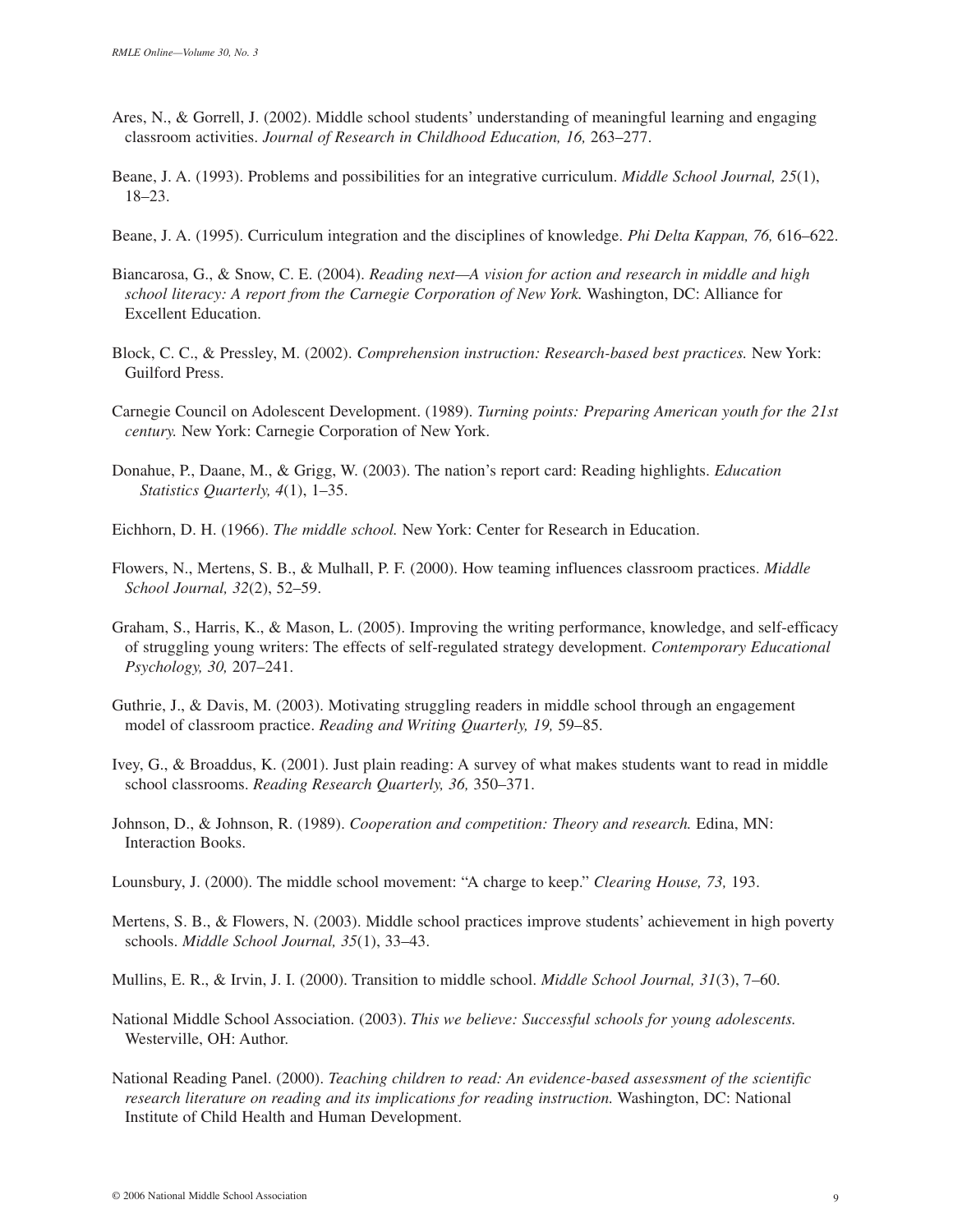Ares, N., & Gorrell, J. (2002). Middle school students' understanding of meaningful learning and engaging classroom activities. *Journal of Research in Childhood Education, 16,* 263–277.

Beane, J. A. (1993). Problems and possibilities for an integrative curriculum. *Middle School Journal, 25*(1), 18–23.

Beane, J. A. (1995). Curriculum integration and the disciplines of knowledge. *Phi Delta Kappan, 76,* 616–622.

Biancarosa, G., & Snow, C. E. (2004). *Reading next—A vision for action and research in middle and high school literacy: A report from the Carnegie Corporation of New York.* Washington, DC: Alliance for Excellent Education.

Block, C. C., & Pressley, M. (2002). *Comprehension instruction: Research-based best practices.* New York: Guilford Press.

Carnegie Council on Adolescent Development. (1989). *Turning points: Preparing American youth for the 21st century.* New York: Carnegie Corporation of New York.

Donahue, P., Daane, M., & Grigg, W. (2003). The nation's report card: Reading highlights. *Education Statistics Quarterly, 4*(1), 1–35.

Eichhorn, D. H. (1966). *The middle school.* New York: Center for Research in Education.

Flowers, N., Mertens, S. B., & Mulhall, P. F. (2000). How teaming influences classroom practices. *Middle School Journal, 32*(2), 52–59.

Graham, S., Harris, K., & Mason, L. (2005). Improving the writing performance, knowledge, and self-efficacy of struggling young writers: The effects of self-regulated strategy development. *Contemporary Educational Psychology, 30,* 207–241.

Guthrie, J., & Davis, M. (2003). Motivating struggling readers in middle school through an engagement model of classroom practice. *Reading and Writing Quarterly, 19,* 59–85.

Ivey, G., & Broaddus, K. (2001). Just plain reading: A survey of what makes students want to read in middle school classrooms. *Reading Research Quarterly, 36,* 350–371.

Johnson, D., & Johnson, R. (1989). *Cooperation and competition: Theory and research.* Edina, MN: Interaction Books.

Lounsbury, J. (2000). The middle school movement: "A charge to keep." *Clearing House, 73,* 193.

Mertens, S. B., & Flowers, N. (2003). Middle school practices improve students' achievement in high poverty schools. *Middle School Journal, 35*(1), 33–43.

Mullins, E. R., & Irvin, J. I. (2000). Transition to middle school. *Middle School Journal, 31*(3), 7–60.

National Middle School Association. (2003). *This we believe: Successful schools for young adolescents.* Westerville, OH: Author.

National Reading Panel. (2000). *Teaching children to read: An evidence-based assessment of the scientific research literature on reading and its implications for reading instruction.* Washington, DC: National Institute of Child Health and Human Development.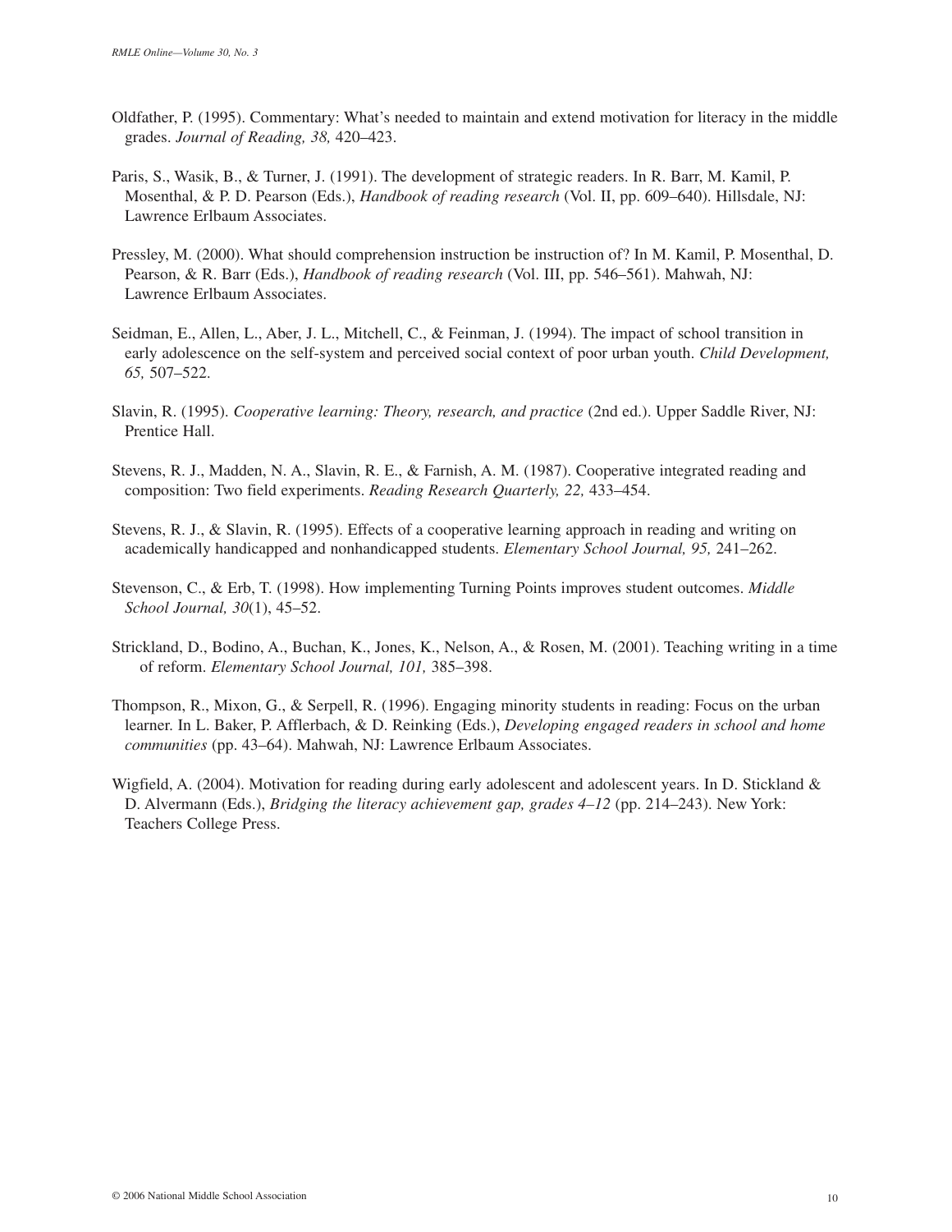Oldfather, P. (1995). Commentary: What's needed to maintain and extend motivation for literacy in the middle grades. *Journal of Reading, 38,* 420–423.

Paris, S., Wasik, B., & Turner, J. (1991). The development of strategic readers. In R. Barr, M. Kamil, P. Mosenthal, & P. D. Pearson (Eds.), *Handbook of reading research* (Vol. II, pp. 609–640). Hillsdale, NJ: Lawrence Erlbaum Associates.

Pressley, M. (2000). What should comprehension instruction be instruction of? In M. Kamil, P. Mosenthal, D. Pearson, & R. Barr (Eds.), *Handbook of reading research* (Vol. III, pp. 546–561). Mahwah, NJ: Lawrence Erlbaum Associates.

Seidman, E., Allen, L., Aber, J. L., Mitchell, C., & Feinman, J. (1994). The impact of school transition in early adolescence on the self-system and perceived social context of poor urban youth. *Child Development, 65,* 507–522.

Slavin, R. (1995). *Cooperative learning: Theory, research, and practice* (2nd ed.). Upper Saddle River, NJ: Prentice Hall.

Stevens, R. J., Madden, N. A., Slavin, R. E., & Farnish, A. M. (1987). Cooperative integrated reading and composition: Two field experiments. *Reading Research Quarterly, 22,* 433–454.

Stevens, R. J., & Slavin, R. (1995). Effects of a cooperative learning approach in reading and writing on academically handicapped and nonhandicapped students. *Elementary School Journal, 95,* 241–262.

Stevenson, C., & Erb, T. (1998). How implementing Turning Points improves student outcomes. *Middle School Journal, 30*(1), 45–52.

Strickland, D., Bodino, A., Buchan, K., Jones, K., Nelson, A., & Rosen, M. (2001). Teaching writing in a time of reform. *Elementary School Journal, 101,* 385–398.

Thompson, R., Mixon, G., & Serpell, R. (1996). Engaging minority students in reading: Focus on the urban learner. In L. Baker, P. Afflerbach, & D. Reinking (Eds.), *Developing engaged readers in school and home communities* (pp. 43–64). Mahwah, NJ: Lawrence Erlbaum Associates.

Wigfield, A. (2004). Motivation for reading during early adolescent and adolescent years. In D. Stickland & D. Alvermann (Eds.), *Bridging the literacy achievement gap, grades 4–12* (pp. 214–243). New York: Teachers College Press.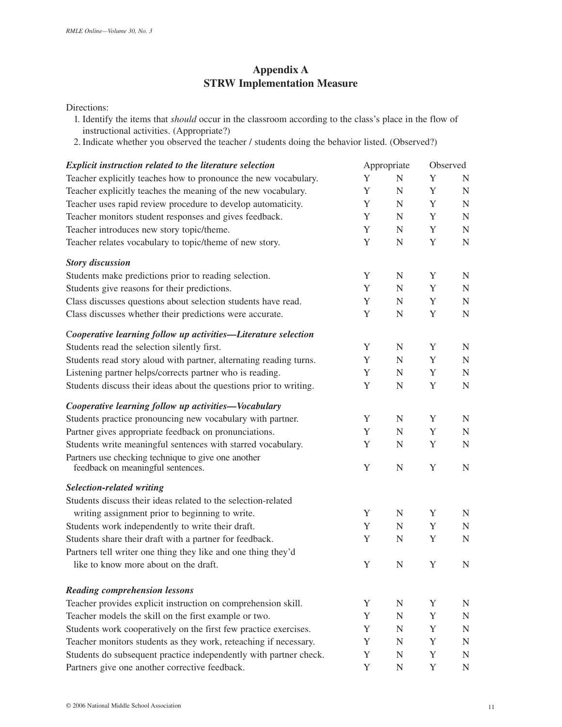# Appendix A
## STRW Implementation Measure

Directions:

1. Identify the items that *should* occur in the classroom according to the class's place in the flow of instructional activities. (Appropriate?)
2. Indicate whether you observed the teacher / students doing the behavior listed. (Observed?)

| ***Explicit instruction related to the literature selection*** | Appropriate | | Observed | |
|---|---|---|---|---|
| Teacher explicitly teaches how to pronounce the new vocabulary. | Y | N | Y | N |
| Teacher explicitly teaches the meaning of the new vocabulary. | Y | N | Y | N |
| Teacher uses rapid review procedure to develop automaticity. | Y | N | Y | N |
| Teacher monitors student responses and gives feedback. | Y | N | Y | N |
| Teacher introduces new story topic/theme. | Y | N | Y | N |
| Teacher relates vocabulary to topic/theme of new story. | Y | N | Y | N |
| ***Story discussion*** | | | | |
| Students make predictions prior to reading selection. | Y | N | Y | N |
| Students give reasons for their predictions. | Y | N | Y | N |
| Class discusses questions about selection students have read. | Y | N | Y | N |
| Class discusses whether their predictions were accurate. | Y | N | Y | N |
| ***Cooperative learning follow up activities—Literature selection*** | | | | |
| Students read the selection silently first. | Y | N | Y | N |
| Students read story aloud with partner, alternating reading turns. | Y | N | Y | N |
| Listening partner helps/corrects partner who is reading. | Y | N | Y | N |
| Students discuss their ideas about the questions prior to writing. | Y | N | Y | N |
| ***Cooperative learning follow up activities—Vocabulary*** | | | | |
| Students practice pronouncing new vocabulary with partner. | Y | N | Y | N |
| Partner gives appropriate feedback on pronunciations. | Y | N | Y | N |
| Students write meaningful sentences with starred vocabulary. | Y | N | Y | N |
| Partners use checking technique to give one another feedback on meaningful sentences. | Y | N | Y | N |
| ***Selection-related writing*** | | | | |
| Students discuss their ideas related to the selection-related writing assignment prior to beginning to write. | Y | N | Y | N |
| Students work independently to write their draft. | Y | N | Y | N |
| Students share their draft with a partner for feedback. | Y | N | Y | N |
| Partners tell writer one thing they like and one thing they'd like to know more about on the draft. | Y | N | Y | N |
| ***Reading comprehension lessons*** | | | | |
| Teacher provides explicit instruction on comprehension skill. | Y | N | Y | N |
| Teacher models the skill on the first example or two. | Y | N | Y | N |
| Students work cooperatively on the first few practice exercises. | Y | N | Y | N |
| Teacher monitors students as they work, reteaching if necessary. | Y | N | Y | N |
| Students do subsequent practice independently with partner check. | Y | N | Y | N |
| Partners give one another corrective feedback. | Y | N | Y | N |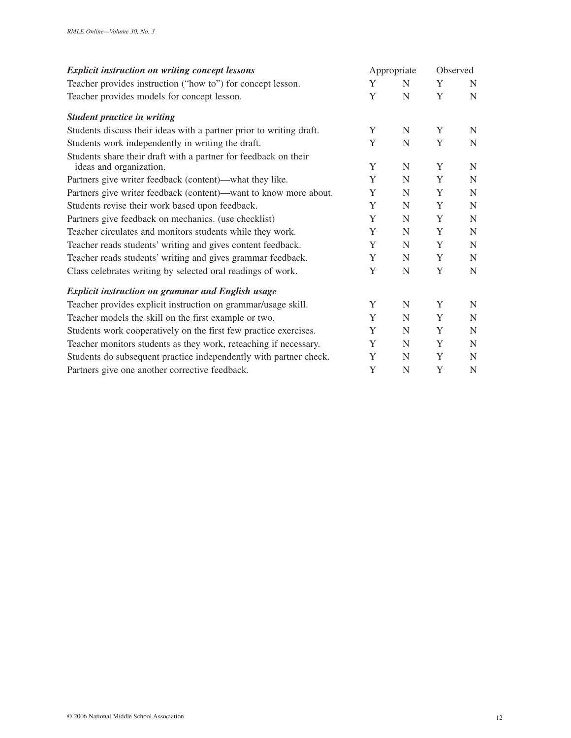| | Appropriate | | Observed | |
|---|---|---|---|---|
| ***Explicit instruction on writing concept lessons*** | | | | |
| Teacher provides instruction ("how to") for concept lesson. | Y | N | Y | N |
| Teacher provides models for concept lesson. | Y | N | Y | N |
| ***Student practice in writing*** | | | | |
| Students discuss their ideas with a partner prior to writing draft. | Y | N | Y | N |
| Students work independently in writing the draft. | Y | N | Y | N |
| Students share their draft with a partner for feedback on their ideas and organization. | Y | N | Y | N |
| Partners give writer feedback (content)—what they like. | Y | N | Y | N |
| Partners give writer feedback (content)—want to know more about. | Y | N | Y | N |
| Students revise their work based upon feedback. | Y | N | Y | N |
| Partners give feedback on mechanics. (use checklist) | Y | N | Y | N |
| Teacher circulates and monitors students while they work. | Y | N | Y | N |
| Teacher reads students' writing and gives content feedback. | Y | N | Y | N |
| Teacher reads students' writing and gives grammar feedback. | Y | N | Y | N |
| Class celebrates writing by selected oral readings of work. | Y | N | Y | N |
| ***Explicit instruction on grammar and English usage*** | | | | |
| Teacher provides explicit instruction on grammar/usage skill. | Y | N | Y | N |
| Teacher models the skill on the first example or two. | Y | N | Y | N |
| Students work cooperatively on the first few practice exercises. | Y | N | Y | N |
| Teacher monitors students as they work, reteaching if necessary. | Y | N | Y | N |
| Students do subsequent practice independently with partner check. | Y | N | Y | N |
| Partners give one another corrective feedback. | Y | N | Y | N |